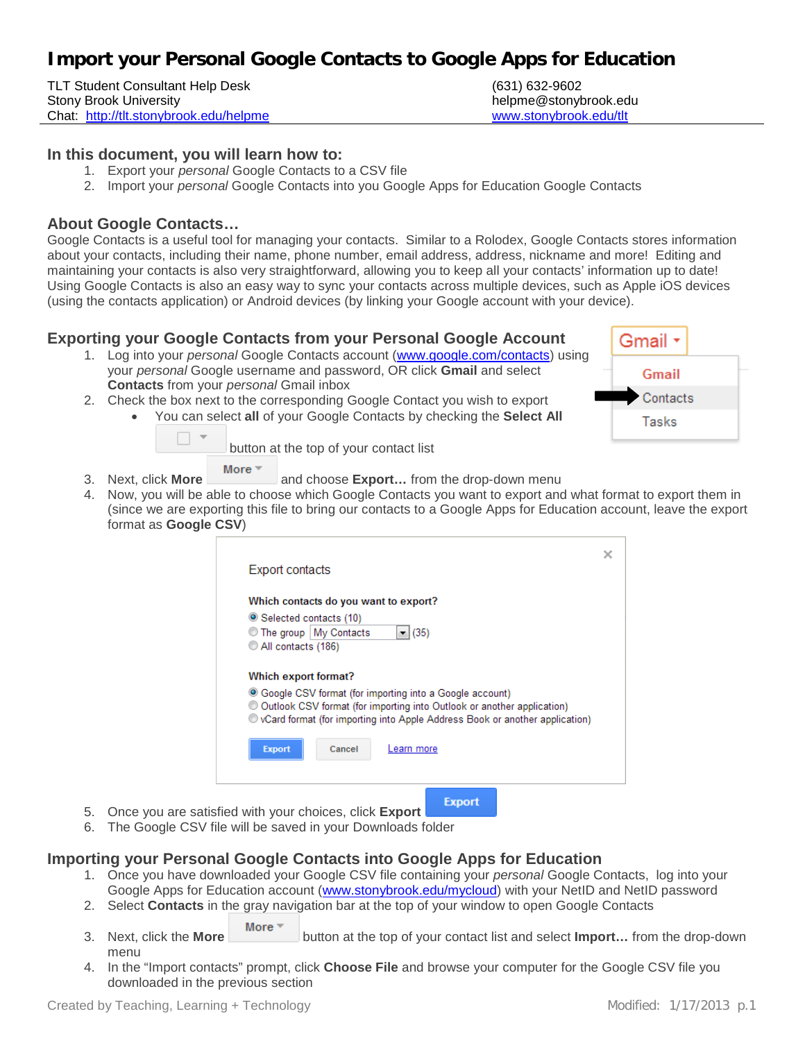# Import your Personal Google Contacts to Google Apps for Education

TLT Student Consultant Help Desk
Stony Brook University
Chat: http://tlt.stonybrook.edu/helpme

(631) 632-9602
helpme@stonybrook.edu
www.stonybrook.edu/tlt

## In this document, you will learn how to:

1. Export your *personal* Google Contacts to a CSV file
2. Import your *personal* Google Contacts into you Google Apps for Education Google Contacts

## About Google Contacts…

Google Contacts is a useful tool for managing your contacts. Similar to a Rolodex, Google Contacts stores information about your contacts, including their name, phone number, email address, address, nickname and more! Editing and maintaining your contacts is also very straightforward, allowing you to keep all your contacts' information up to date! Using Google Contacts is also an easy way to sync your contacts across multiple devices, such as Apple iOS devices (using the contacts application) or Android devices (by linking your Google account with your device).

## Exporting your Google Contacts from your Personal Google Account

1. Log into your *personal* Google Contacts account (www.google.com/contacts) using your *personal* Google username and password, OR click **Gmail** and select **Contacts** from your *personal* Gmail inbox
2. Check the box next to the corresponding Google Contact you wish to export
   - You can select **all** of your Google Contacts by checking the **Select All** button at the top of your contact list
3. Next, click **More** and choose **Export…** from the drop-down menu
4. Now, you will be able to choose which Google Contacts you want to export and what format to export them in (since we are exporting this file to bring our contacts to a Google Apps for Education account, leave the export format as **Google CSV**)
5. Once you are satisfied with your choices, click **Export**
6. The Google CSV file will be saved in your Downloads folder

## Importing your Personal Google Contacts into Google Apps for Education

1. Once you have downloaded your Google CSV file containing your *personal* Google Contacts, log into your Google Apps for Education account (www.stonybrook.edu/mycloud) with your NetID and NetID password
2. Select **Contacts** in the gray navigation bar at the top of your window to open Google Contacts
3. Next, click the **More** button at the top of your contact list and select **Import…** from the drop-down menu
4. In the "Import contacts" prompt, click **Choose File** and browse your computer for the Google CSV file you downloaded in the previous section

Created by Teaching, Learning + Technology Modified: 1/17/2013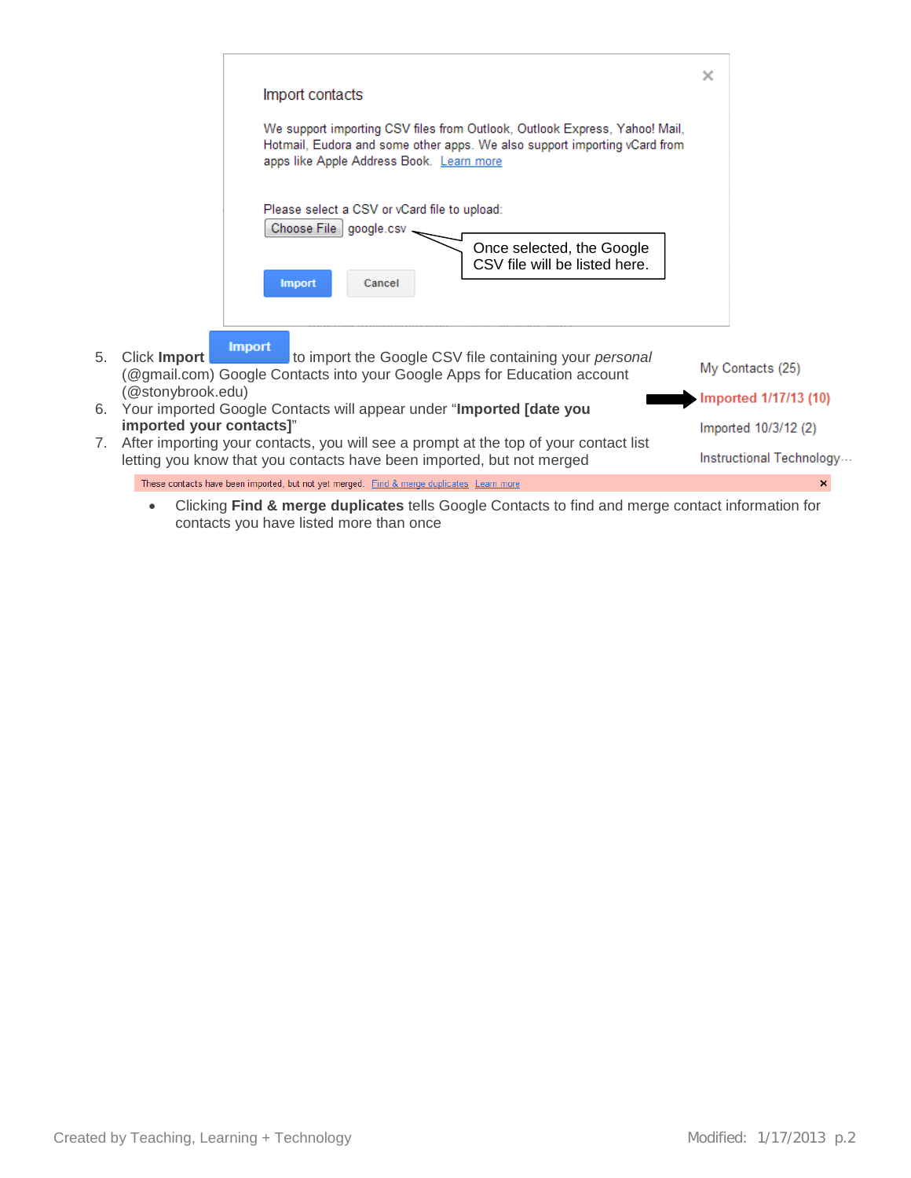Import contacts

We support importing CSV files from Outlook, Outlook Express, Yahoo! Mail, Hotmail, Eudora and some other apps. We also support importing vCard from apps like Apple Address Book. Learn more

Please select a CSV or vCard file to upload:

Choose File google.csv

Once selected, the Google CSV file will be listed here.

Import Cancel

5. Click **Import** Import to import the Google CSV file containing your *personal* (@gmail.com) Google Contacts into your Google Apps for Education account (@stonybrook.edu)
6. Your imported Google Contacts will appear under "**Imported [date you imported your contacts]**"
7. After importing your contacts, you will see a prompt at the top of your contact list letting you know that you contacts have been imported, but not merged

My Contacts (25)

Imported 1/17/13 (10)

Imported 10/3/12 (2)

Instructional Technology...

These contacts have been imported, but not yet merged. Find & merge duplicates Learn more

- Clicking **Find & merge duplicates** tells Google Contacts to find and merge contact information for contacts you have listed more than once

Created by Teaching, Learning + Technology

Modified: 1/17/2013